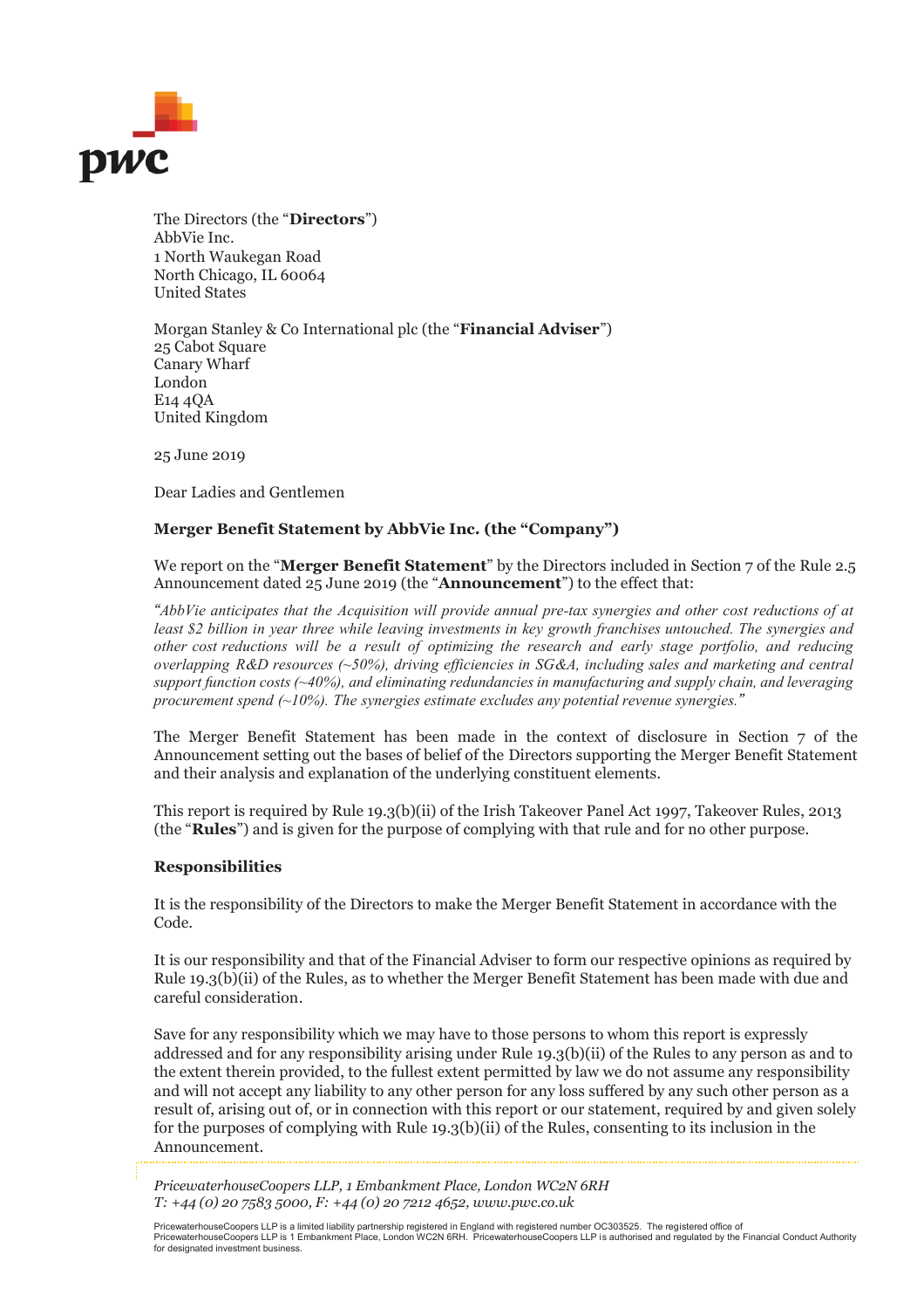The Directors (the "**Directors**")
AbbVie Inc.
1 North Waukegan Road
North Chicago, IL 60064
United States

Morgan Stanley & Co International plc (the "**Financial Adviser**")
25 Cabot Square
Canary Wharf
London
E14 4QA
United Kingdom

25 June 2019

Dear Ladies and Gentlemen

**Merger Benefit Statement by AbbVie Inc. (the "Company")**

We report on the "**Merger Benefit Statement**" by the Directors included in Section 7 of the Rule 2.5 Announcement dated 25 June 2019 (the "**Announcement**") to the effect that:

*"AbbVie anticipates that the Acquisition will provide annual pre-tax synergies and other cost reductions of at least $2 billion in year three while leaving investments in key growth franchises untouched. The synergies and other cost reductions will be a result of optimizing the research and early stage portfolio, and reducing overlapping R&D resources (~50%), driving efficiencies in SG&A, including sales and marketing and central support function costs (~40%), and eliminating redundancies in manufacturing and supply chain, and leveraging procurement spend (~10%). The synergies estimate excludes any potential revenue synergies."*

The Merger Benefit Statement has been made in the context of disclosure in Section 7 of the Announcement setting out the bases of belief of the Directors supporting the Merger Benefit Statement and their analysis and explanation of the underlying constituent elements.

This report is required by Rule 19.3(b)(ii) of the Irish Takeover Panel Act 1997, Takeover Rules, 2013 (the "**Rules**") and is given for the purpose of complying with that rule and for no other purpose.

**Responsibilities**

It is the responsibility of the Directors to make the Merger Benefit Statement in accordance with the Code.

It is our responsibility and that of the Financial Adviser to form our respective opinions as required by Rule 19.3(b)(ii) of the Rules, as to whether the Merger Benefit Statement has been made with due and careful consideration.

Save for any responsibility which we may have to those persons to whom this report is expressly addressed and for any responsibility arising under Rule 19.3(b)(ii) of the Rules to any person as and to the extent therein provided, to the fullest extent permitted by law we do not assume any responsibility and will not accept any liability to any other person for any loss suffered by any such other person as a result of, arising out of, or in connection with this report or our statement, required by and given solely for the purposes of complying with Rule 19.3(b)(ii) of the Rules, consenting to its inclusion in the Announcement.

*PricewaterhouseCoopers LLP, 1 Embankment Place, London WC2N 6RH*
*T: +44 (0) 20 7583 5000, F: +44 (0) 20 7212 4652, www.pwc.co.uk*

PricewaterhouseCoopers LLP is a limited liability partnership registered in England with registered number OC303525. The registered office of PricewaterhouseCoopers LLP is 1 Embankment Place, London WC2N 6RH. PricewaterhouseCoopers LLP is authorised and regulated by the Financial Conduct Authority for designated investment business.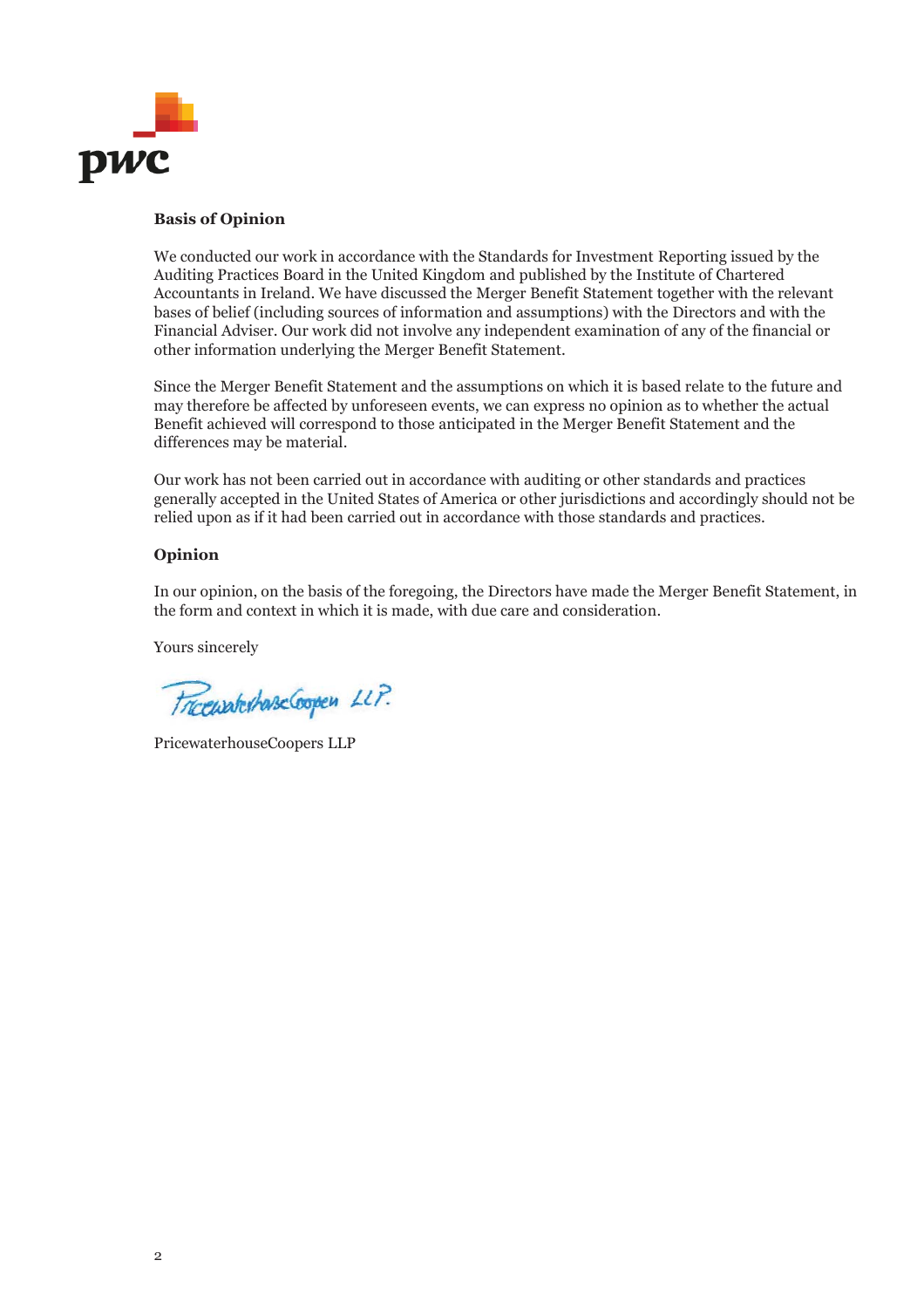**Basis of Opinion**

We conducted our work in accordance with the Standards for Investment Reporting issued by the Auditing Practices Board in the United Kingdom and published by the Institute of Chartered Accountants in Ireland. We have discussed the Merger Benefit Statement together with the relevant bases of belief (including sources of information and assumptions) with the Directors and with the Financial Adviser. Our work did not involve any independent examination of any of the financial or other information underlying the Merger Benefit Statement.

Since the Merger Benefit Statement and the assumptions on which it is based relate to the future and may therefore be affected by unforeseen events, we can express no opinion as to whether the actual Benefit achieved will correspond to those anticipated in the Merger Benefit Statement and the differences may be material.

Our work has not been carried out in accordance with auditing or other standards and practices generally accepted in the United States of America or other jurisdictions and accordingly should not be relied upon as if it had been carried out in accordance with those standards and practices.

**Opinion**

In our opinion, on the basis of the foregoing, the Directors have made the Merger Benefit Statement, in the form and context in which it is made, with due care and consideration.

Yours sincerely

PricewaterhouseCoopers LLP

PricewaterhouseCoopers LLP